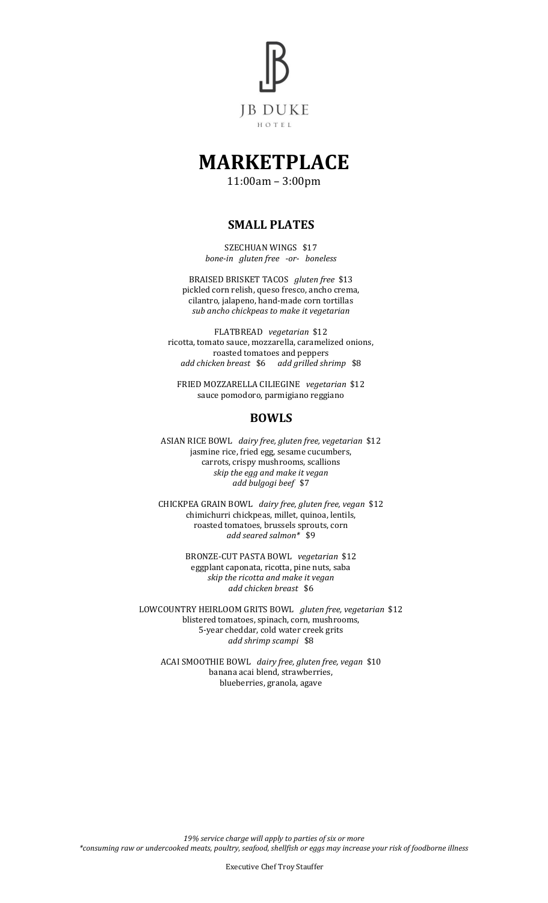JB DUKE

HOTEL

# MARKETPLACE

11:00am – 3:00pm

## SMALL PLATES

SZECHUAN WINGS $17
*bone-in gluten free -or- boneless*

BRAISED BRISKET TACOS *gluten free* $13
pickled corn relish, queso fresco, ancho crema,
cilantro, jalapeno, hand-made corn tortillas
*sub ancho chickpeas to make it vegetarian*

FLATBREAD *vegetarian* $12
ricotta, tomato sauce, mozzarella, caramelized onions,
roasted tomatoes and peppers
*add chicken breast* $6 *add grilled shrimp* $8

FRIED MOZZARELLA CILIEGINE *vegetarian* $12
sauce pomodoro, parmigiano reggiano

## BOWLS

ASIAN RICE BOWL *dairy free, gluten free, vegetarian* $12
jasmine rice, fried egg, sesame cucumbers,
carrots, crispy mushrooms, scallions
*skip the egg and make it vegan*
*add bulgogi beef* $7

CHICKPEA GRAIN BOWL *dairy free, gluten free, vegan* $12
chimichurri chickpeas, millet, quinoa, lentils,
roasted tomatoes, brussels sprouts, corn
*add seared salmon** $9

BRONZE-CUT PASTA BOWL *vegetarian* $12
eggplant caponata, ricotta, pine nuts, saba
*skip the ricotta and make it vegan*
*add chicken breast* $6

LOWCOUNTRY HEIRLOOM GRITS BOWL *gluten free, vegetarian* $12
blistered tomatoes, spinach, corn, mushrooms,
5-year cheddar, cold water creek grits
*add shrimp scampi* $8

ACAI SMOOTHIE BOWL *dairy free, gluten free, vegan* $10
banana acai blend, strawberries,
blueberries, granola, agave

*19% service charge will apply to parties of six or more*
**consuming raw or undercooked meats, poultry, seafood, shellfish or eggs may increase your risk of foodborne illness*

Executive Chef Troy Stauffer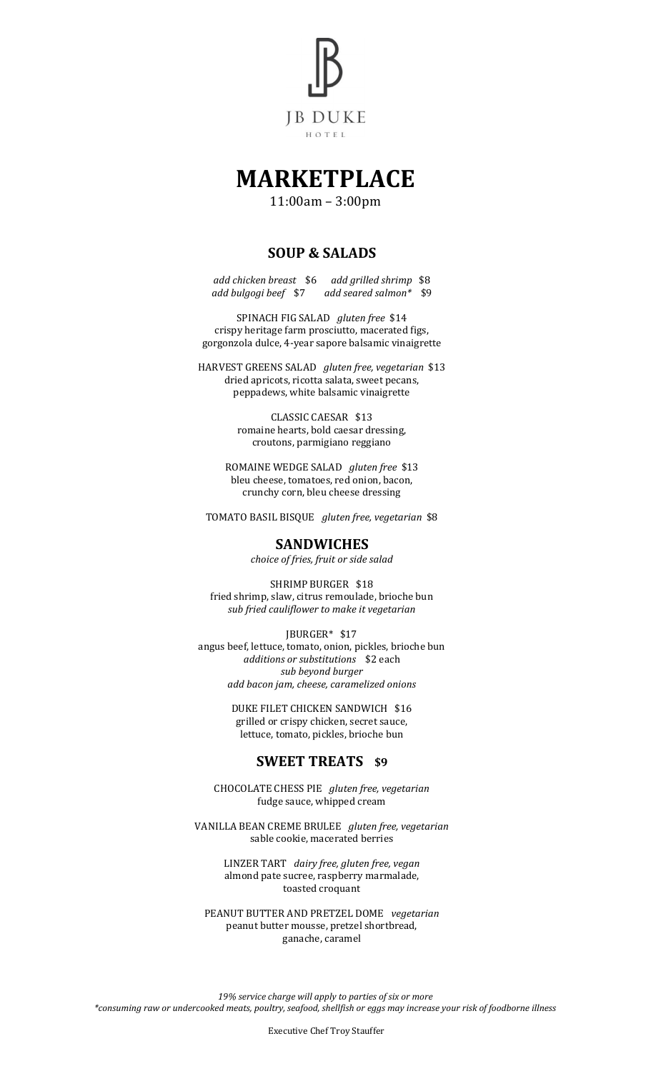JB DUKE

HOTEL

# MARKETPLACE

11:00am – 3:00pm

## SOUP & SALADS

*add chicken breast* $6  *add grilled shrimp* $8
*add bulgogi beef* $7  *add seared salmon** $9

SPINACH FIG SALAD *gluten free* $14
crispy heritage farm prosciutto, macerated figs, gorgonzola dulce, 4-year sapore balsamic vinaigrette

HARVEST GREENS SALAD *gluten free, vegetarian* $13
dried apricots, ricotta salata, sweet pecans, peppadews, white balsamic vinaigrette

CLASSIC CAESAR $13
romaine hearts, bold caesar dressing, croutons, parmigiano reggiano

ROMAINE WEDGE SALAD *gluten free* $13
bleu cheese, tomatoes, red onion, bacon, crunchy corn, bleu cheese dressing

TOMATO BASIL BISQUE *gluten free, vegetarian* $8

## SANDWICHES

*choice of fries, fruit or side salad*

SHRIMP BURGER $18
fried shrimp, slaw, citrus remoulade, brioche bun
*sub fried cauliflower to make it vegetarian*

JBURGER* $17
angus beef, lettuce, tomato, onion, pickles, brioche bun
*additions or substitutions* $2 each
*sub beyond burger*
*add bacon jam, cheese, caramelized onions*

DUKE FILET CHICKEN SANDWICH $16
grilled or crispy chicken, secret sauce, lettuce, tomato, pickles, brioche bun

## SWEET TREATS $9

CHOCOLATE CHESS PIE *gluten free, vegetarian*
fudge sauce, whipped cream

VANILLA BEAN CREME BRULEE *gluten free, vegetarian*
sable cookie, macerated berries

LINZER TART *dairy free, gluten free, vegan*
almond pate sucree, raspberry marmalade, toasted croquant

PEANUT BUTTER AND PRETZEL DOME *vegetarian*
peanut butter mousse, pretzel shortbread, ganache, caramel

*19% service charge will apply to parties of six or more*
**consuming raw or undercooked meats, poultry, seafood, shellfish or eggs may increase your risk of foodborne illness*

Executive Chef Troy Stauffer